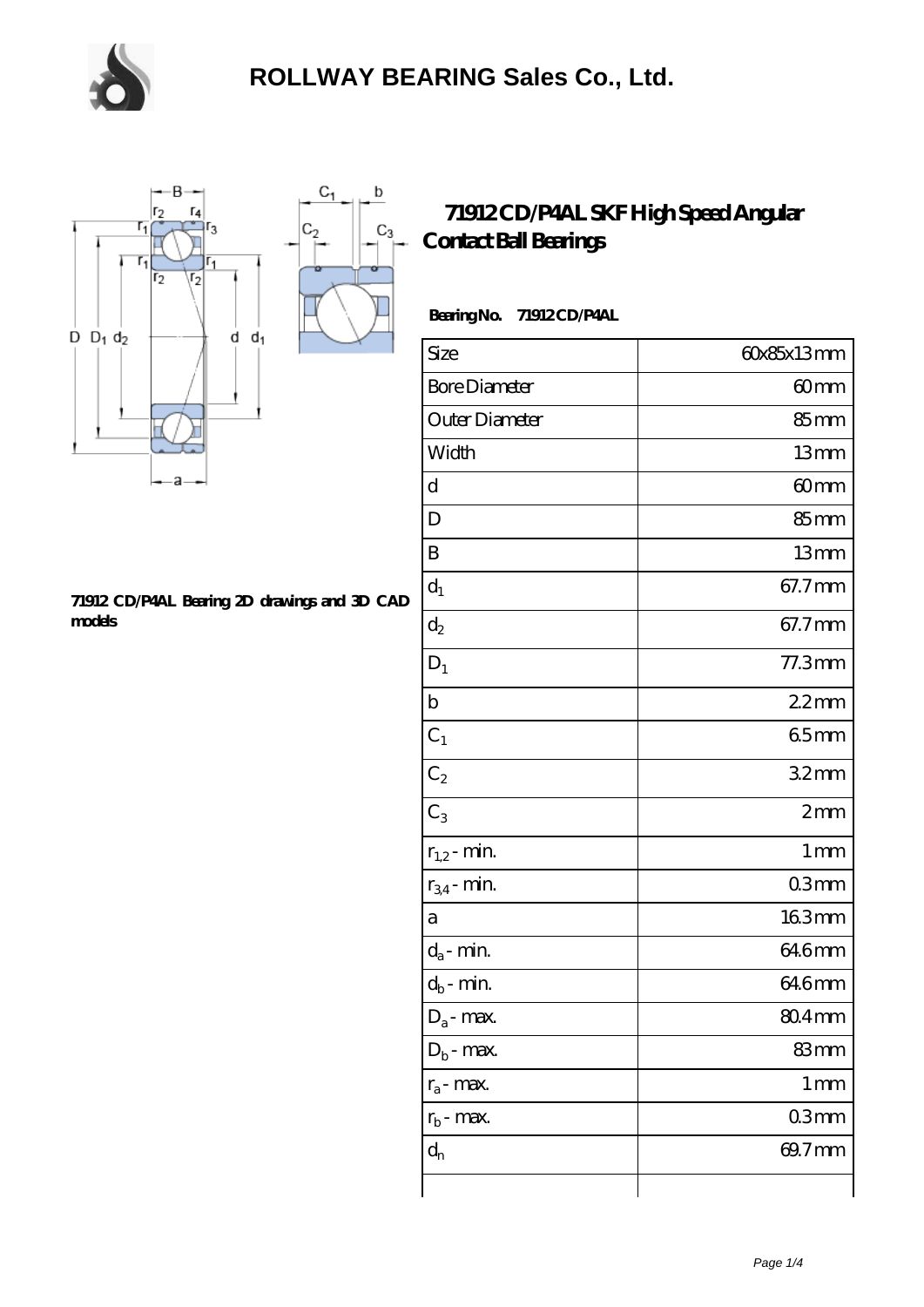# ROLLWAY BEARING Sales Co., Ltd.

## 71912 CD/P4AL SKF High Speed Angular Contact Ball Bearings

**Bearing No. 71912 CD/P4AL**

| Size | 60x85x13 mm |
|---|---|
| Bore Diameter | 60 mm |
| Outer Diameter | 85 mm |
| Width | 13 mm |
| d | 60 mm |
| D | 85 mm |
| B | 13 mm |
| $d_1$ | 67.7 mm |
| $d_2$ | 67.7 mm |
| $D_1$ | 77.3 mm |
| b | 2.2 mm |
| $C_1$ | 6.5 mm |
| $C_2$ | 3.2 mm |
| $C_3$ | 2 mm |
| $r_{1,2}$ - min. | 1 mm |
| $r_{3,4}$ - min. | 0.3 mm |
| a | 16.3 mm |
| $d_a$ - min. | 64.6 mm |
| $d_b$ - min. | 64.6 mm |
| $D_a$ - max. | 80.4 mm |
| $D_b$ - max. | 83 mm |
| $r_a$ - max. | 1 mm |
| $r_b$ - max. | 0.3 mm |
| $d_n$ | 69.7 mm |
| | |

**71912 CD/P4AL Bearing 2D drawings and 3D CAD models**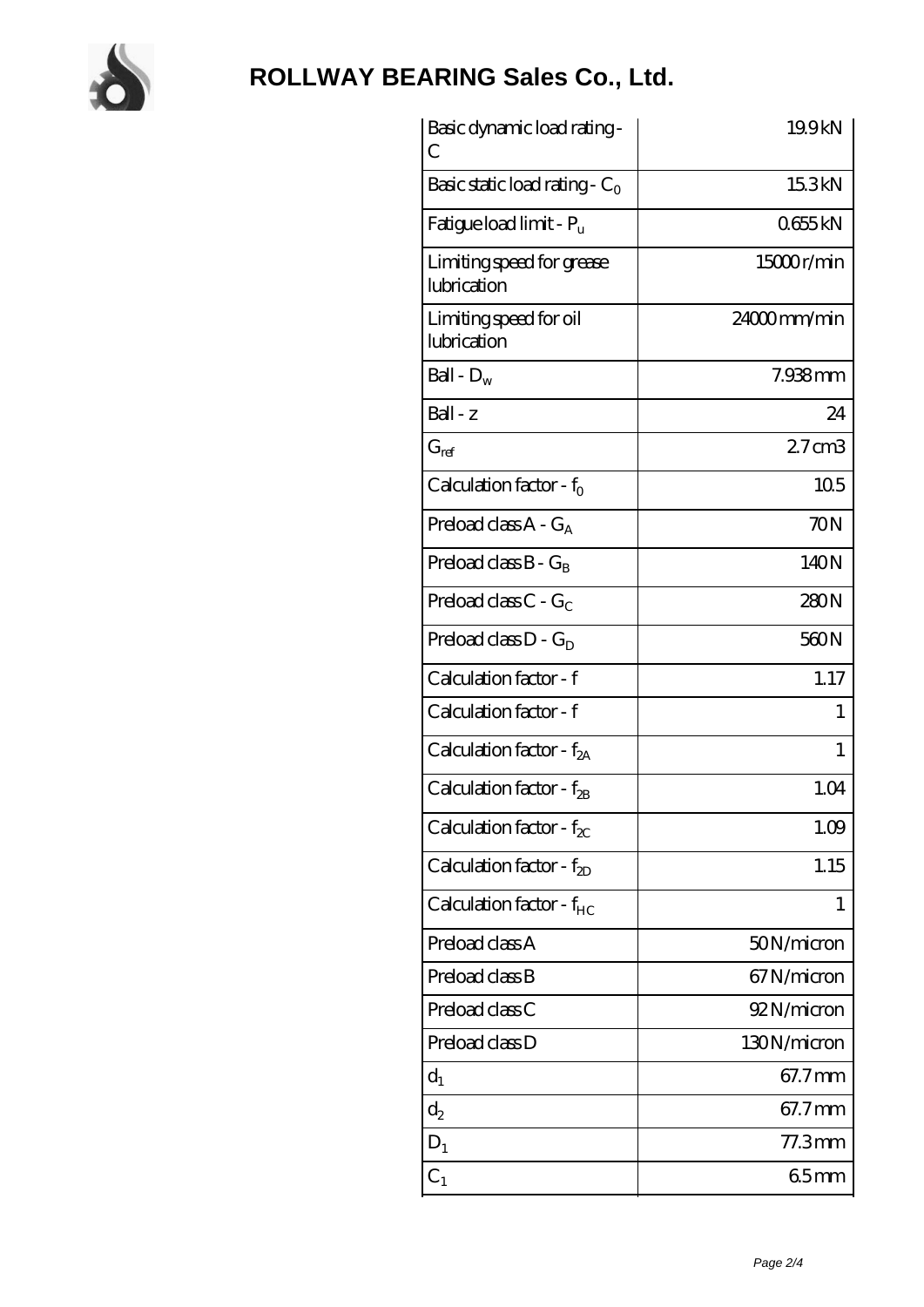# ROLLWAY BEARING Sales Co., Ltd.

| | |
|---|---|
| Basic dynamic load rating - C | 19.9 kN |
| Basic static load rating - $C_0$ | 15.3 kN |
| Fatigue load limit - $P_u$ | 0.655 kN |
| Limiting speed for grease lubrication | 15000 r/min |
| Limiting speed for oil lubrication | 24000 mm/min |
| Ball - $D_w$ | 7.938 mm |
| Ball - z | 24 |
| $G_{ref}$ | 2.7 cm3 |
| Calculation factor - $f_0$ | 10.5 |
| Preload class A - $G_A$ | 70 N |
| Preload class B - $G_B$ | 140 N |
| Preload class C - $G_C$ | 280 N |
| Preload class D - $G_D$ | 560 N |
| Calculation factor - f | 1.17 |
| Calculation factor - f | 1 |
| Calculation factor - $f_{2A}$ | 1 |
| Calculation factor - $f_{2B}$ | 1.04 |
| Calculation factor - $f_{2C}$ | 1.09 |
| Calculation factor - $f_{2D}$ | 1.15 |
| Calculation factor - $f_{HC}$ | 1 |
| Preload class A | 50 N/micron |
| Preload class B | 67 N/micron |
| Preload class C | 92 N/micron |
| Preload class D | 130 N/micron |
| $d_1$ | 67.7 mm |
| $d_2$ | 67.7 mm |
| $D_1$ | 77.3 mm |
| $C_1$ | 6.5 mm |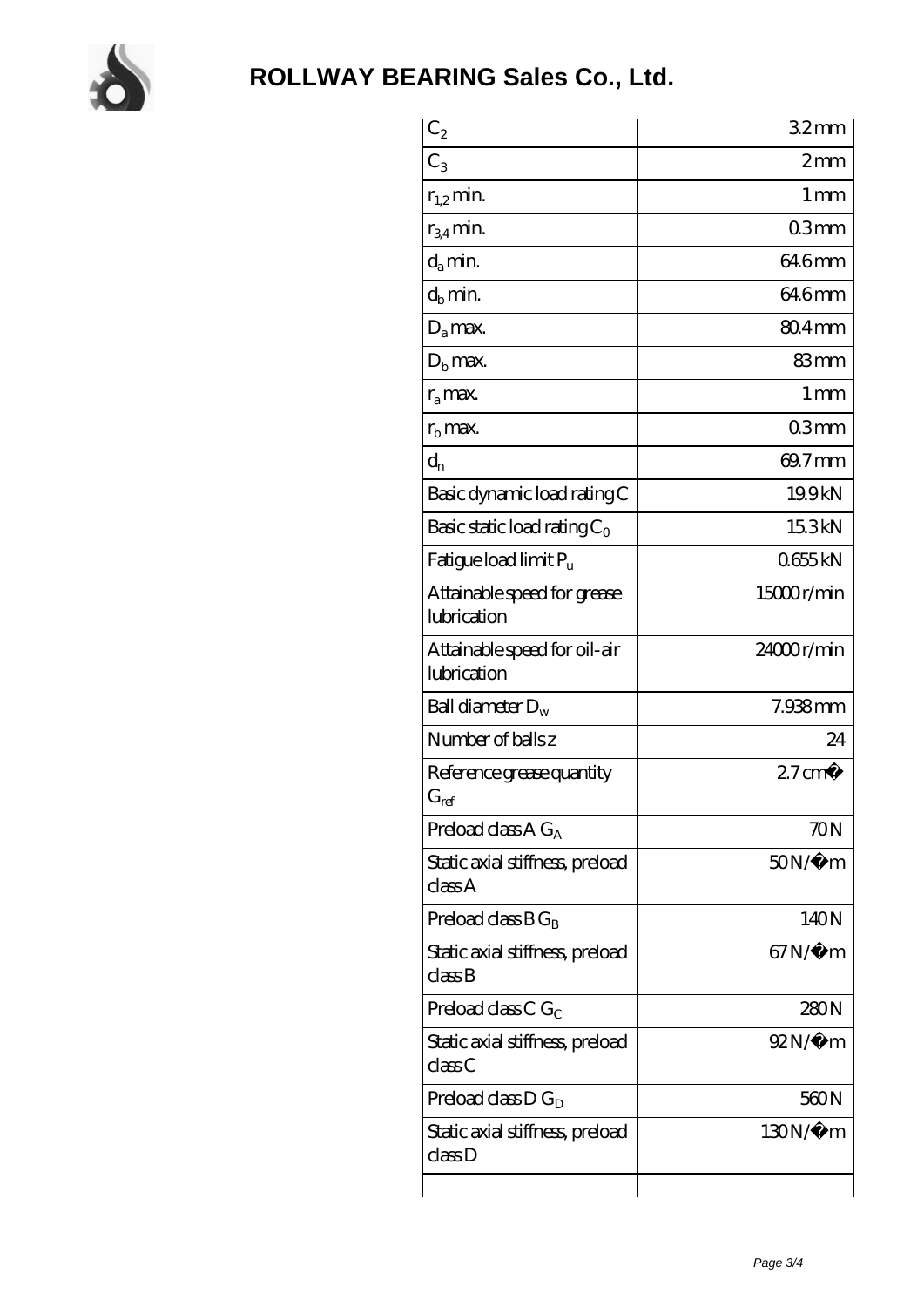# ROLLWAY BEARING Sales Co., Ltd.

| | |
|---|---|
| $C_2$ | 3.2 mm |
| $C_3$ | 2 mm |
| $r_{1,2}$ min. | 1 mm |
| $r_{3,4}$ min. | 0.3 mm |
| $d_a$ min. | 64.6 mm |
| $d_b$ min. | 64.6 mm |
| $D_a$ max. | 80.4 mm |
| $D_b$ max. | 83 mm |
| $r_a$ max. | 1 mm |
| $r_b$ max. | 0.3 mm |
| $d_n$ | 69.7 mm |
| Basic dynamic load rating C | 19.9 kN |
| Basic static load rating $C_0$ | 15.3 kN |
| Fatigue load limit $P_u$ | 0.655 kN |
| Attainable speed for grease lubrication | 15000 r/min |
| Attainable speed for oil-air lubrication | 24000 r/min |
| Ball diameter $D_w$ | 7.938 mm |
| Number of balls z | 24 |
| Reference grease quantity $G_{ref}$ | 2.7 cm� |
| Preload class A $G_A$ | 70 N |
| Static axial stiffness, preload class A | 50 N/� m |
| Preload class B $G_B$ | 140 N |
| Static axial stiffness, preload class B | 67 N/� m |
| Preload class C $G_C$ | 280 N |
| Static axial stiffness, preload class C | 92 N/� m |
| Preload class D $G_D$ | 560 N |
| Static axial stiffness, preload class D | 130 N/� m |
| | |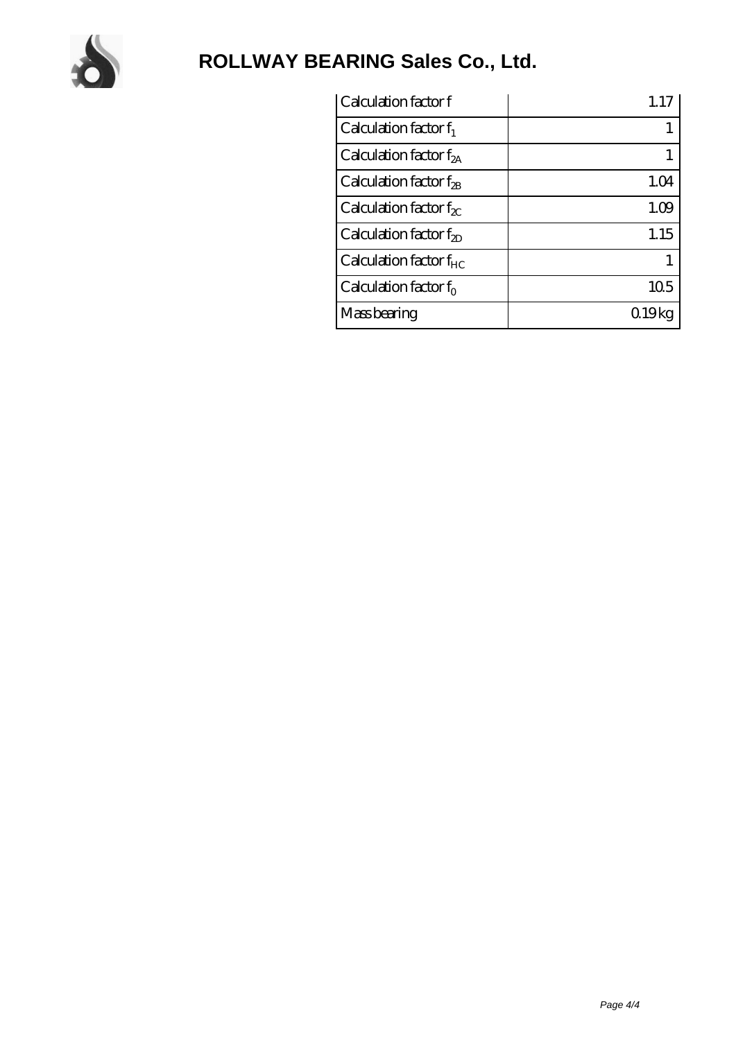| | |
|---|---|
| Calculation factor f | 1.17 |
| Calculation factor $f_1$ | 1 |
| Calculation factor $f_{2A}$ | 1 |
| Calculation factor $f_{2B}$ | 1.04 |
| Calculation factor $f_{2C}$ | 1.09 |
| Calculation factor $f_{2D}$ | 1.15 |
| Calculation factor $f_{HC}$ | 1 |
| Calculation factor $f_0$ | 10.5 |
| Mass bearing | 0.19 kg |